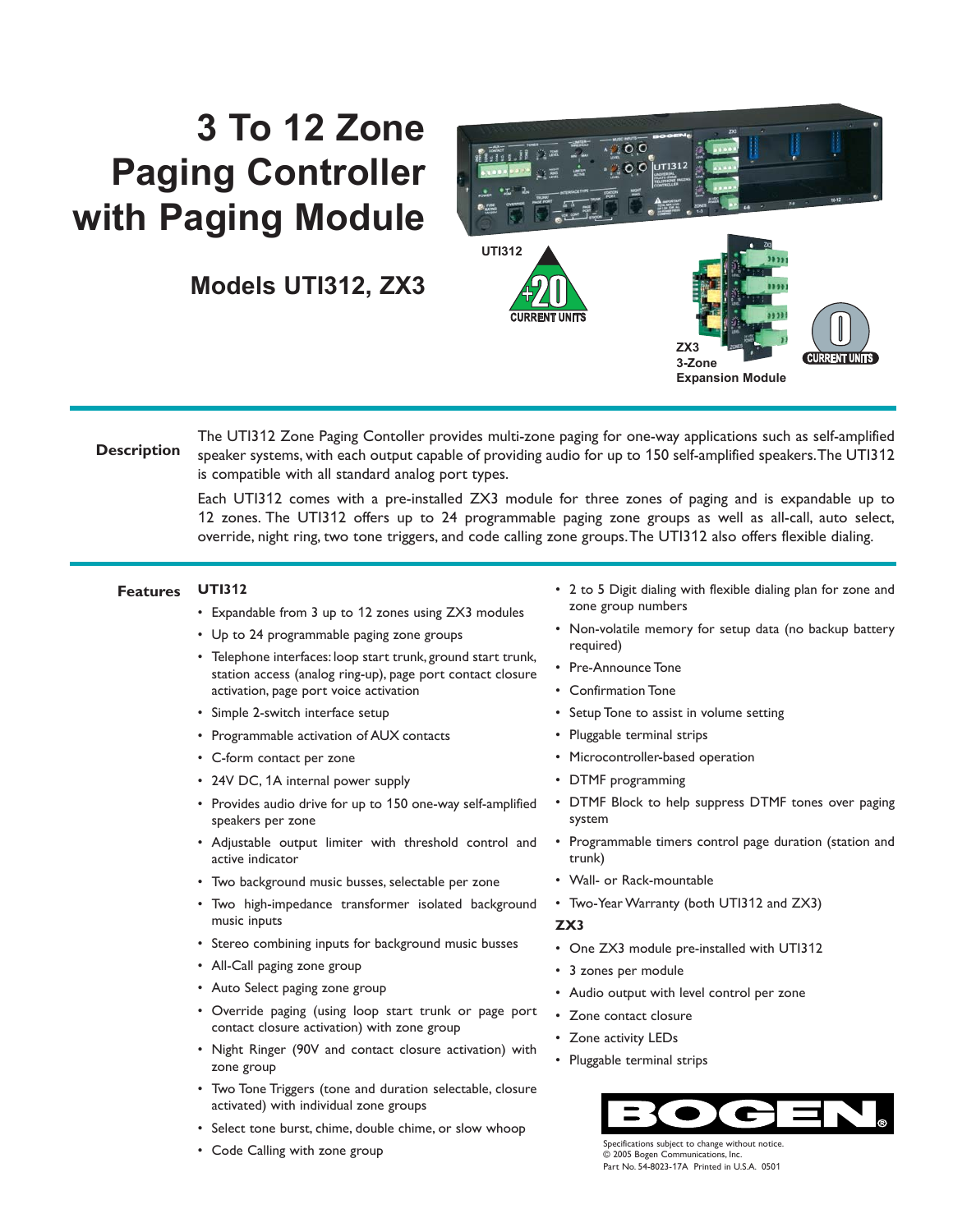# 3 To 12 Zone Paging Controller with Paging Module

## Models UTI312, ZX3

UTI312

+20 CURRENT UNITS

ZX3
3-Zone
Expansion Module

0 CURRENT UNITS

### Description

The UTI312 Zone Paging Contoller provides multi-zone paging for one-way applications such as self-amplified speaker systems, with each output capable of providing audio for up to 150 self-amplified speakers. The UTI312 is compatible with all standard analog port types.

Each UTI312 comes with a pre-installed ZX3 module for three zones of paging and is expandable up to 12 zones. The UTI312 offers up to 24 programmable paging zone groups as well as all-call, auto select, override, night ring, two tone triggers, and code calling zone groups. The UTI312 also offers flexible dialing.

### Features

**UTI312**

- Expandable from 3 up to 12 zones using ZX3 modules
- Up to 24 programmable paging zone groups
- Telephone interfaces: loop start trunk, ground start trunk, station access (analog ring-up), page port contact closure activation, page port voice activation
- Simple 2-switch interface setup
- Programmable activation of AUX contacts
- C-form contact per zone
- 24V DC, 1A internal power supply
- Provides audio drive for up to 150 one-way self-amplified speakers per zone
- Adjustable output limiter with threshold control and active indicator
- Two background music busses, selectable per zone
- Two high-impedance transformer isolated background music inputs
- Stereo combining inputs for background music busses
- All-Call paging zone group
- Auto Select paging zone group
- Override paging (using loop start trunk or page port contact closure activation) with zone group
- Night Ringer (90V and contact closure activation) with zone group
- Two Tone Triggers (tone and duration selectable, closure activated) with individual zone groups
- Select tone burst, chime, double chime, or slow whoop
- Code Calling with zone group
- 2 to 5 Digit dialing with flexible dialing plan for zone and zone group numbers
- Non-volatile memory for setup data (no backup battery required)
- Pre-Announce Tone
- Confirmation Tone
- Setup Tone to assist in volume setting
- Pluggable terminal strips
- Microcontroller-based operation
- DTMF programming
- DTMF Block to help suppress DTMF tones over paging system
- Programmable timers control page duration (station and trunk)
- Wall- or Rack-mountable
- Two-Year Warranty (both UTI312 and ZX3)

**ZX3**

- One ZX3 module pre-installed with UTI312
- 3 zones per module
- Audio output with level control per zone
- Zone contact closure
- Zone activity LEDs
- Pluggable terminal strips

BOGEN®

Specifications subject to change without notice.
© 2005 Bogen Communications, Inc.
Part No. 54-8023-17A Printed in U.S.A. 0501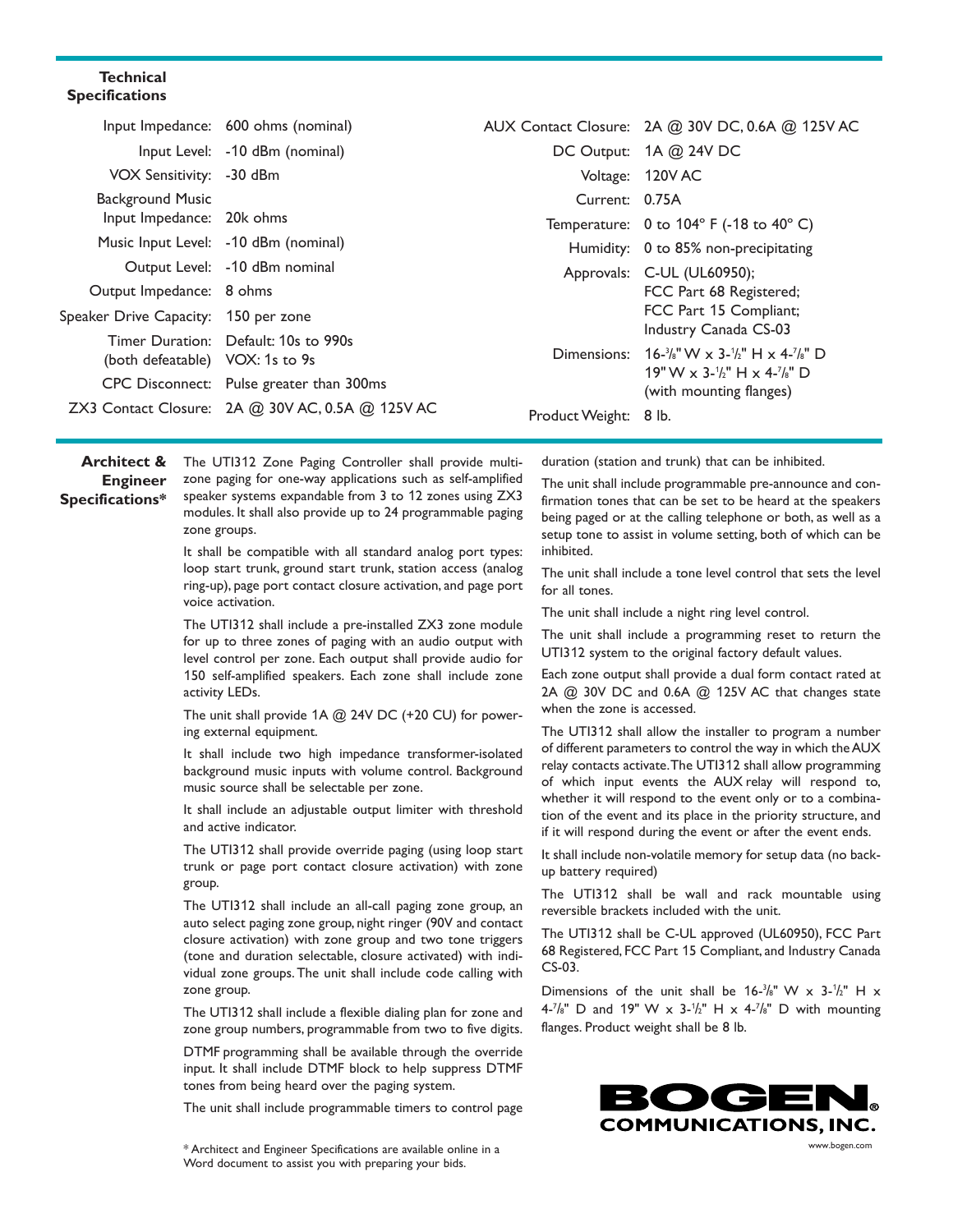## Technical Specifications

| | |
|---|---|
| Input Impedance: | 600 ohms (nominal) |
| Input Level: | -10 dBm (nominal) |
| VOX Sensitivity: | -30 dBm |
| Background Music Input Impedance: | 20k ohms |
| Music Input Level: | -10 dBm (nominal) |
| Output Level: | -10 dBm nominal |
| Output Impedance: | 8 ohms |
| Speaker Drive Capacity: | 150 per zone |
| Timer Duration: (both defeatable) | Default: 10s to 990s VOX: 1s to 9s |
| CPC Disconnect: | Pulse greater than 300ms |
| ZX3 Contact Closure: | 2A @ 30V AC, 0.5A @ 125V AC |
| AUX Contact Closure: | 2A @ 30V DC, 0.6A @ 125V AC |
| DC Output: | 1A @ 24V DC |
| Voltage: | 120V AC |
| Current: | 0.75A |
| Temperature: | 0 to 104° F (-18 to 40° C) |
| Humidity: | 0 to 85% non-precipitating |
| Approvals: | C-UL (UL60950); FCC Part 68 Registered; FCC Part 15 Compliant; Industry Canada CS-03 |
| Dimensions: | 16-3/8" W x 3-1/2" H x 4-7/8" D; 19" W x 3-1/2" H x 4-7/8" D (with mounting flanges) |
| Product Weight: | 8 lb. |

## Architect & Engineer Specifications*

The UTI312 Zone Paging Controller shall provide multi-zone paging for one-way applications such as self-amplified speaker systems expandable from 3 to 12 zones using ZX3 modules. It shall also provide up to 24 programmable paging zone groups.

It shall be compatible with all standard analog port types: loop start trunk, ground start trunk, station access (analog ring-up), page port contact closure activation, and page port voice activation.

The UTI312 shall include a pre-installed ZX3 zone module for up to three zones of paging with an audio output with level control per zone. Each output shall provide audio for 150 self-amplified speakers. Each zone shall include zone activity LEDs.

The unit shall provide 1A @ 24V DC (+20 CU) for powering external equipment.

It shall include two high impedance transformer-isolated background music inputs with volume control. Background music source shall be selectable per zone.

It shall include an adjustable output limiter with threshold and active indicator.

The UTI312 shall provide override paging (using loop start trunk or page port contact closure activation) with zone group.

The UTI312 shall include an all-call paging zone group, an auto select paging zone group, night ringer (90V and contact closure activation) with zone group and two tone triggers (tone and duration selectable, closure activated) with individual zone groups. The unit shall include code calling with zone group.

The UTI312 shall include a flexible dialing plan for zone and zone group numbers, programmable from two to five digits.

DTMF programming shall be available through the override input. It shall include DTMF block to help suppress DTMF tones from being heard over the paging system.

The unit shall include programmable timers to control page duration (station and trunk) that can be inhibited.

The unit shall include programmable pre-announce and confirmation tones that can be set to be heard at the speakers being paged or at the calling telephone or both, as well as a setup tone to assist in volume setting, both of which can be inhibited.

The unit shall include a tone level control that sets the level for all tones.

The unit shall include a night ring level control.

The unit shall include a programming reset to return the UTI312 system to the original factory default values.

Each zone output shall provide a dual form contact rated at 2A @ 30V DC and 0.6A @ 125V AC that changes state when the zone is accessed.

The UTI312 shall allow the installer to program a number of different parameters to control the way in which the AUX relay contacts activate. The UTI312 shall allow programming of which input events the AUX relay will respond to, whether it will respond to the event only or to a combination of the event and its place in the priority structure, and if it will respond during the event or after the event ends.

It shall include non-volatile memory for setup data (no backup battery required)

The UTI312 shall be wall and rack mountable using reversible brackets included with the unit.

The UTI312 shall be C-UL approved (UL60950), FCC Part 68 Registered, FCC Part 15 Compliant, and Industry Canada CS-03.

Dimensions of the unit shall be 16-3/8" W x 3-1/2" H x 4-7/8" D and 19" W x 3-1/2" H x 4-7/8" D with mounting flanges. Product weight shall be 8 lb.

\* Architect and Engineer Specifications are available online in a Word document to assist you with preparing your bids.

BOGEN® COMMUNICATIONS, INC.

www.bogen.com